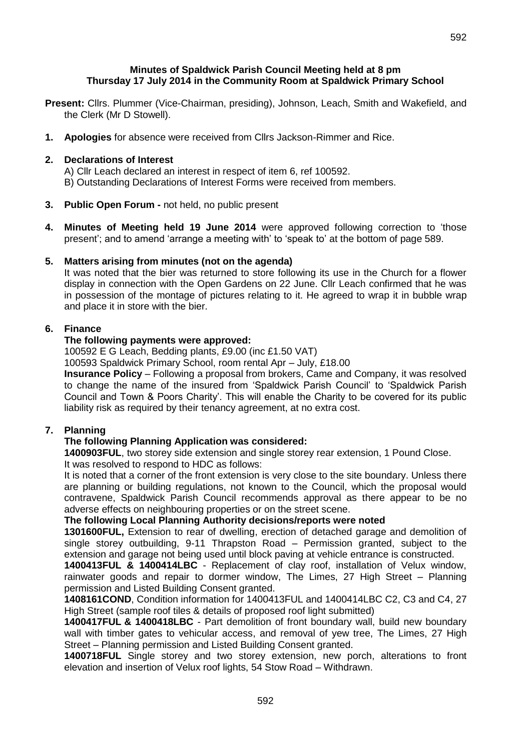**Minutes of Spaldwick Parish Council Meeting held at 8 pm Thursday 17 July 2014 in the Community Room at Spaldwick Primary School**

**Present:** Cllrs. Plummer (Vice-Chairman, presiding), Johnson, Leach, Smith and Wakefield, and the Clerk (Mr D Stowell).

1. **Apologies** for absence were received from Cllrs Jackson-Rimmer and Rice.

2. **Declarations of Interest**
   A) Cllr Leach declared an interest in respect of item 6, ref 100592.
   B) Outstanding Declarations of Interest Forms were received from members.

3. **Public Open Forum -** not held, no public present

4. **Minutes of Meeting held 19 June 2014** were approved following correction to 'those present'; and to amend 'arrange a meeting with' to 'speak to' at the bottom of page 589.

5. **Matters arising from minutes (not on the agenda)**
   It was noted that the bier was returned to store following its use in the Church for a flower display in connection with the Open Gardens on 22 June. Cllr Leach confirmed that he was in possession of the montage of pictures relating to it. He agreed to wrap it in bubble wrap and place it in store with the bier.

6. **Finance**
   **The following payments were approved:**
   100592 E G Leach, Bedding plants, £9.00 (inc £1.50 VAT)
   100593 Spaldwick Primary School, room rental Apr – July, £18.00
   **Insurance Policy** – Following a proposal from brokers, Came and Company, it was resolved to change the name of the insured from 'Spaldwick Parish Council' to 'Spaldwick Parish Council and Town & Poors Charity'. This will enable the Charity to be covered for its public liability risk as required by their tenancy agreement, at no extra cost.

7. **Planning**
   **The following Planning Application was considered:**
   **1400903FUL**, two storey side extension and single storey rear extension, 1 Pound Close.
   It was resolved to respond to HDC as follows:
   It is noted that a corner of the front extension is very close to the site boundary. Unless there are planning or building regulations, not known to the Council, which the proposal would contravene, Spaldwick Parish Council recommends approval as there appear to be no adverse effects on neighbouring properties or on the street scene.
   **The following Local Planning Authority decisions/reports were noted**
   **1301600FUL,** Extension to rear of dwelling, erection of detached garage and demolition of single storey outbuilding, 9-11 Thrapston Road – Permission granted, subject to the extension and garage not being used until block paving at vehicle entrance is constructed.
   **1400413FUL & 1400414LBC** - Replacement of clay roof, installation of Velux window, rainwater goods and repair to dormer window, The Limes, 27 High Street – Planning permission and Listed Building Consent granted.
   **1408161COND**, Condition information for 1400413FUL and 1400414LBC C2, C3 and C4, 27 High Street (sample roof tiles & details of proposed roof light submitted)
   **1400417FUL & 1400418LBC** - Part demolition of front boundary wall, build new boundary wall with timber gates to vehicular access, and removal of yew tree, The Limes, 27 High Street – Planning permission and Listed Building Consent granted.
   **1400718FUL** Single storey and two storey extension, new porch, alterations to front elevation and insertion of Velux roof lights, 54 Stow Road – Withdrawn.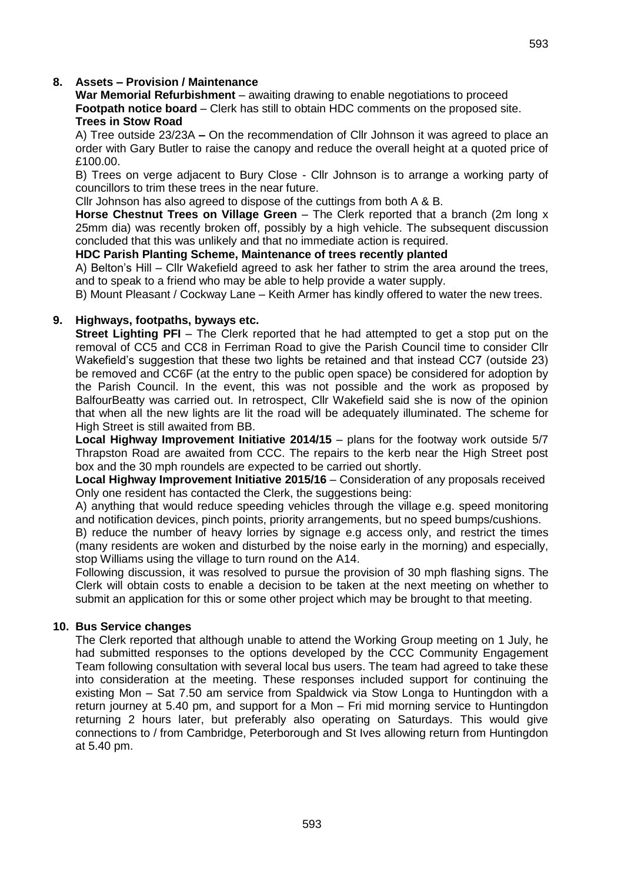## 8. Assets – Provision / Maintenance

**War Memorial Refurbishment** – awaiting drawing to enable negotiations to proceed

**Footpath notice board** – Clerk has still to obtain HDC comments on the proposed site.

**Trees in Stow Road**

A) Tree outside 23/23A **–** On the recommendation of Cllr Johnson it was agreed to place an order with Gary Butler to raise the canopy and reduce the overall height at a quoted price of £100.00.

B) Trees on verge adjacent to Bury Close - Cllr Johnson is to arrange a working party of councillors to trim these trees in the near future.

Cllr Johnson has also agreed to dispose of the cuttings from both A & B.

**Horse Chestnut Trees on Village Green** – The Clerk reported that a branch (2m long x 25mm dia) was recently broken off, possibly by a high vehicle. The subsequent discussion concluded that this was unlikely and that no immediate action is required.

**HDC Parish Planting Scheme, Maintenance of trees recently planted**

A) Belton's Hill – Cllr Wakefield agreed to ask her father to strim the area around the trees, and to speak to a friend who may be able to help provide a water supply.

B) Mount Pleasant / Cockway Lane – Keith Armer has kindly offered to water the new trees.

## 9. Highways, footpaths, byways etc.

**Street Lighting PFI** – The Clerk reported that he had attempted to get a stop put on the removal of CC5 and CC8 in Ferriman Road to give the Parish Council time to consider Cllr Wakefield's suggestion that these two lights be retained and that instead CC7 (outside 23) be removed and CC6F (at the entry to the public open space) be considered for adoption by the Parish Council. In the event, this was not possible and the work as proposed by BalfourBeatty was carried out. In retrospect, Cllr Wakefield said she is now of the opinion that when all the new lights are lit the road will be adequately illuminated. The scheme for High Street is still awaited from BB.

**Local Highway Improvement Initiative 2014/15** – plans for the footway work outside 5/7 Thrapston Road are awaited from CCC. The repairs to the kerb near the High Street post box and the 30 mph roundels are expected to be carried out shortly.

**Local Highway Improvement Initiative 2015/16** – Consideration of any proposals received

Only one resident has contacted the Clerk, the suggestions being:

A) anything that would reduce speeding vehicles through the village e.g. speed monitoring and notification devices, pinch points, priority arrangements, but no speed bumps/cushions.

B) reduce the number of heavy lorries by signage e.g access only, and restrict the times (many residents are woken and disturbed by the noise early in the morning) and especially, stop Williams using the village to turn round on the A14.

Following discussion, it was resolved to pursue the provision of 30 mph flashing signs. The Clerk will obtain costs to enable a decision to be taken at the next meeting on whether to submit an application for this or some other project which may be brought to that meeting.

## 10. Bus Service changes

The Clerk reported that although unable to attend the Working Group meeting on 1 July, he had submitted responses to the options developed by the CCC Community Engagement Team following consultation with several local bus users. The team had agreed to take these into consideration at the meeting. These responses included support for continuing the existing Mon – Sat 7.50 am service from Spaldwick via Stow Longa to Huntingdon with a return journey at 5.40 pm, and support for a Mon – Fri mid morning service to Huntingdon returning 2 hours later, but preferably also operating on Saturdays. This would give connections to / from Cambridge, Peterborough and St Ives allowing return from Huntingdon at 5.40 pm.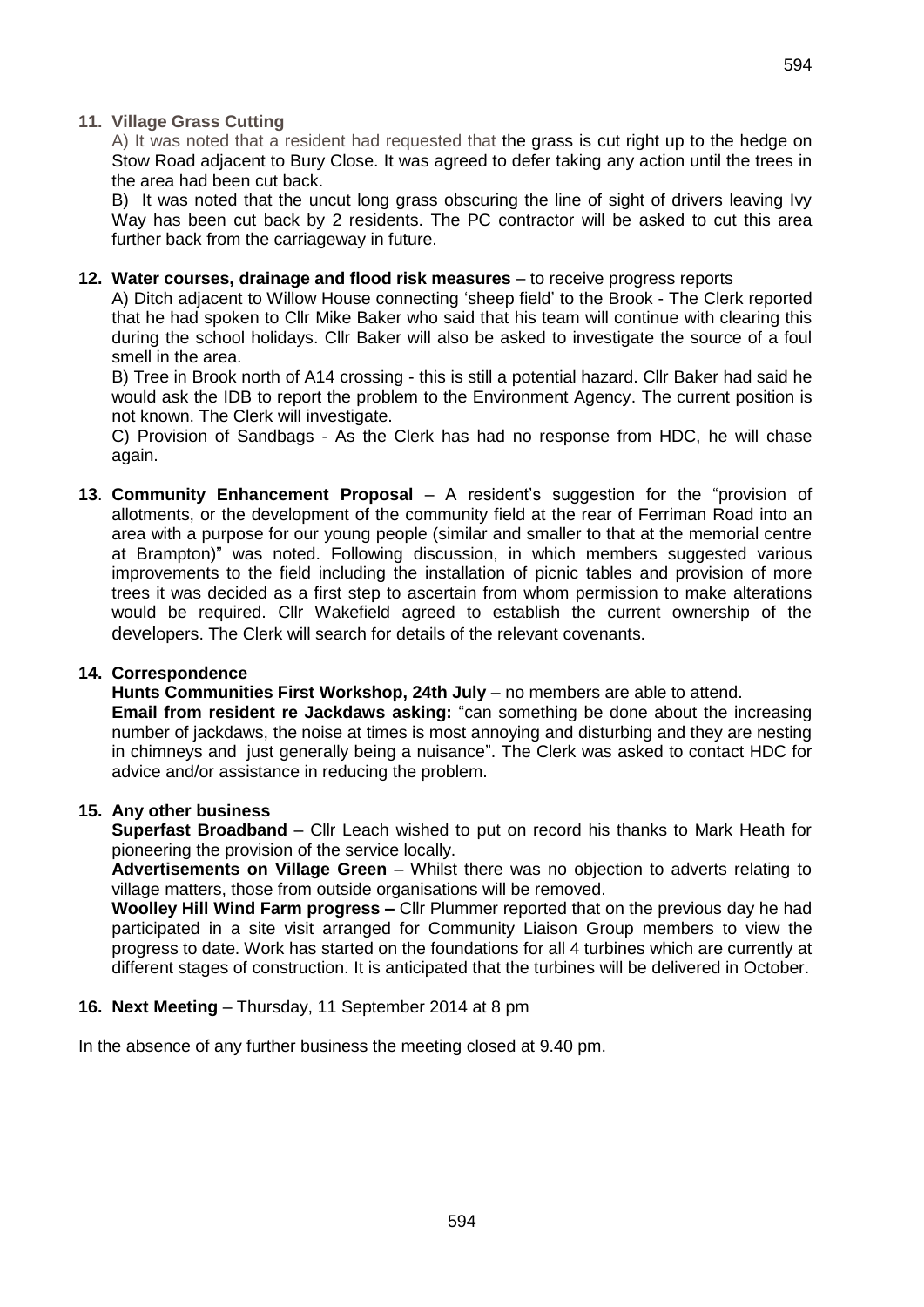**11. Village Grass Cutting**

A) It was noted that a resident had requested that the grass is cut right up to the hedge on Stow Road adjacent to Bury Close. It was agreed to defer taking any action until the trees in the area had been cut back.

B) It was noted that the uncut long grass obscuring the line of sight of drivers leaving Ivy Way has been cut back by 2 residents. The PC contractor will be asked to cut this area further back from the carriageway in future.

**12. Water courses, drainage and flood risk measures** – to receive progress reports

A) Ditch adjacent to Willow House connecting 'sheep field' to the Brook - The Clerk reported that he had spoken to Cllr Mike Baker who said that his team will continue with clearing this during the school holidays. Cllr Baker will also be asked to investigate the source of a foul smell in the area.

B) Tree in Brook north of A14 crossing - this is still a potential hazard. Cllr Baker had said he would ask the IDB to report the problem to the Environment Agency. The current position is not known. The Clerk will investigate.

C) Provision of Sandbags - As the Clerk has had no response from HDC, he will chase again.

**13**. **Community Enhancement Proposal** – A resident's suggestion for the "provision of allotments, or the development of the community field at the rear of Ferriman Road into an area with a purpose for our young people (similar and smaller to that at the memorial centre at Brampton)" was noted. Following discussion, in which members suggested various improvements to the field including the installation of picnic tables and provision of more trees it was decided as a first step to ascertain from whom permission to make alterations would be required. Cllr Wakefield agreed to establish the current ownership of the developers. The Clerk will search for details of the relevant covenants.

**14. Correspondence**

**Hunts Communities First Workshop, 24th July** – no members are able to attend.

**Email from resident re Jackdaws asking:** "can something be done about the increasing number of jackdaws, the noise at times is most annoying and disturbing and they are nesting in chimneys and just generally being a nuisance". The Clerk was asked to contact HDC for advice and/or assistance in reducing the problem.

**15. Any other business**

**Superfast Broadband** – Cllr Leach wished to put on record his thanks to Mark Heath for pioneering the provision of the service locally.

**Advertisements on Village Green** – Whilst there was no objection to adverts relating to village matters, those from outside organisations will be removed.

**Woolley Hill Wind Farm progress –** Cllr Plummer reported that on the previous day he had participated in a site visit arranged for Community Liaison Group members to view the progress to date. Work has started on the foundations for all 4 turbines which are currently at different stages of construction. It is anticipated that the turbines will be delivered in October.

**16. Next Meeting** – Thursday, 11 September 2014 at 8 pm

In the absence of any further business the meeting closed at 9.40 pm.